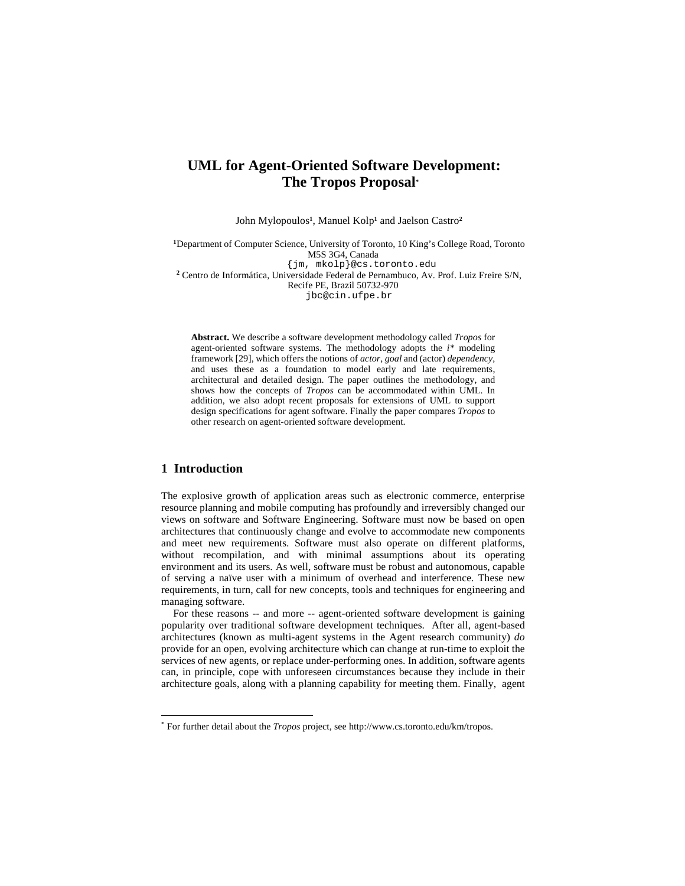# UML for Agent-Oriented Software Development: The Tropos Proposal*

John Mylopoulos[1], Manuel Kolp[1] and Jaelson Castro[2]

[1]Department of Computer Science, University of Toronto, 10 King's College Road, Toronto M5S 3G4, Canada
{jm, mkolp}@cs.toronto.edu

[2] Centro de Informática, Universidade Federal de Pernambuco, Av. Prof. Luiz Freire S/N, Recife PE, Brazil 50732-970
jbc@cin.ufpe.br

**Abstract.** We describe a software development methodology called *Tropos* for agent-oriented software systems. The methodology adopts the *i** modeling framework [29], which offers the notions of *actor*, *goal* and (actor) *dependency*, and uses these as a foundation to model early and late requirements, architectural and detailed design. The paper outlines the methodology, and shows how the concepts of *Tropos* can be accommodated within UML. In addition, we also adopt recent proposals for extensions of UML to support design specifications for agent software. Finally the paper compares *Tropos* to other research on agent-oriented software development.

## 1 Introduction

The explosive growth of application areas such as electronic commerce, enterprise resource planning and mobile computing has profoundly and irreversibly changed our views on software and Software Engineering. Software must now be based on open architectures that continuously change and evolve to accommodate new components and meet new requirements. Software must also operate on different platforms, without recompilation, and with minimal assumptions about its operating environment and its users. As well, software must be robust and autonomous, capable of serving a naïve user with a minimum of overhead and interference. These new requirements, in turn, call for new concepts, tools and techniques for engineering and managing software.

For these reasons -- and more -- agent-oriented software development is gaining popularity over traditional software development techniques. After all, agent-based architectures (known as multi-agent systems in the Agent research community) *do* provide for an open, evolving architecture which can change at run-time to exploit the services of new agents, or replace under-performing ones. In addition, software agents can, in principle, cope with unforeseen circumstances because they include in their architecture goals, along with a planning capability for meeting them. Finally, agent

* For further detail about the *Tropos* project, see http://www.cs.toronto.edu/km/tropos.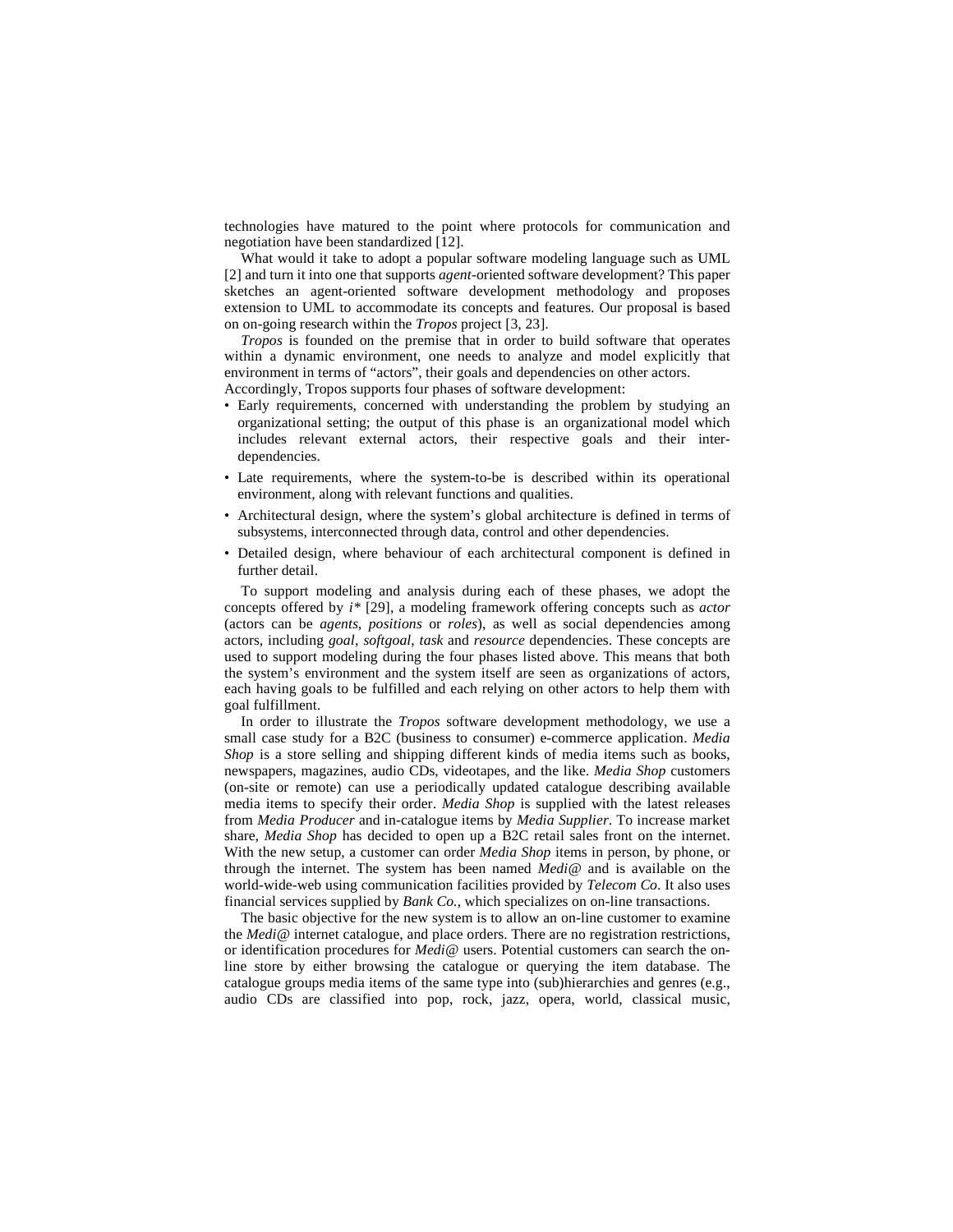technologies have matured to the point where protocols for communication and negotiation have been standardized [12].

What would it take to adopt a popular software modeling language such as UML [2] and turn it into one that supports *agent*-oriented software development? This paper sketches an agent-oriented software development methodology and proposes extension to UML to accommodate its concepts and features. Our proposal is based on on-going research within the *Tropos* project [3, 23].

*Tropos* is founded on the premise that in order to build software that operates within a dynamic environment, one needs to analyze and model explicitly that environment in terms of "actors", their goals and dependencies on other actors. Accordingly, Tropos supports four phases of software development:

- Early requirements, concerned with understanding the problem by studying an organizational setting; the output of this phase is an organizational model which includes relevant external actors, their respective goals and their inter-dependencies.
- Late requirements, where the system-to-be is described within its operational environment, along with relevant functions and qualities.
- Architectural design, where the system's global architecture is defined in terms of subsystems, interconnected through data, control and other dependencies.
- Detailed design, where behaviour of each architectural component is defined in further detail.

To support modeling and analysis during each of these phases, we adopt the concepts offered by *i\** [29], a modeling framework offering concepts such as *actor* (actors can be *agents*, *positions* or *roles*), as well as social dependencies among actors, including *goal*, *softgoal*, *task* and *resource* dependencies. These concepts are used to support modeling during the four phases listed above. This means that both the system's environment and the system itself are seen as organizations of actors, each having goals to be fulfilled and each relying on other actors to help them with goal fulfillment.

In order to illustrate the *Tropos* software development methodology, we use a small case study for a B2C (business to consumer) e-commerce application. *Media Shop* is a store selling and shipping different kinds of media items such as books, newspapers, magazines, audio CDs, videotapes, and the like. *Media Shop* customers (on-site or remote) can use a periodically updated catalogue describing available media items to specify their order. *Media Shop* is supplied with the latest releases from *Media Producer* and in-catalogue items by *Media Supplier*. To increase market share, *Media Shop* has decided to open up a B2C retail sales front on the internet. With the new setup, a customer can order *Media Shop* items in person, by phone, or through the internet. The system has been named *Medi@* and is available on the world-wide-web using communication facilities provided by *Telecom Co*. It also uses financial services supplied by *Bank Co.*, which specializes on on-line transactions.

The basic objective for the new system is to allow an on-line customer to examine the *Medi@* internet catalogue, and place orders. There are no registration restrictions, or identification procedures for *Medi@* users. Potential customers can search the on-line store by either browsing the catalogue or querying the item database. The catalogue groups media items of the same type into (sub)hierarchies and genres (e.g., audio CDs are classified into pop, rock, jazz, opera, world, classical music,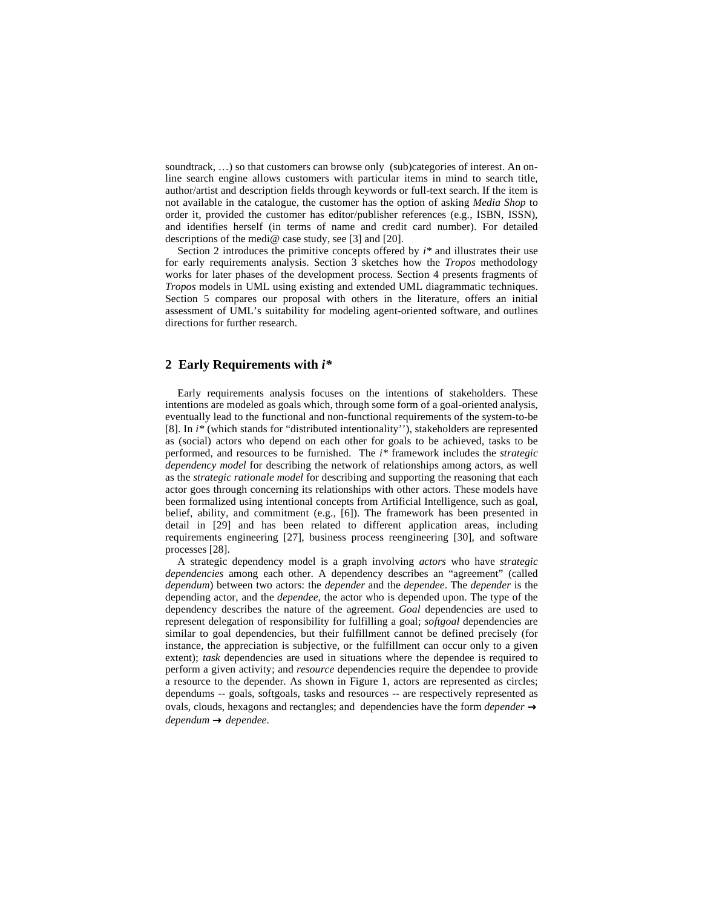soundtrack, …) so that customers can browse only (sub)categories of interest. An on-line search engine allows customers with particular items in mind to search title, author/artist and description fields through keywords or full-text search. If the item is not available in the catalogue, the customer has the option of asking *Media Shop* to order it, provided the customer has editor/publisher references (e.g., ISBN, ISSN), and identifies herself (in terms of name and credit card number). For detailed descriptions of the medi@ case study, see [3] and [20].

Section 2 introduces the primitive concepts offered by *i\** and illustrates their use for early requirements analysis. Section 3 sketches how the *Tropos* methodology works for later phases of the development process. Section 4 presents fragments of *Tropos* models in UML using existing and extended UML diagrammatic techniques. Section 5 compares our proposal with others in the literature, offers an initial assessment of UML's suitability for modeling agent-oriented software, and outlines directions for further research.

## 2 Early Requirements with *i\**

Early requirements analysis focuses on the intentions of stakeholders. These intentions are modeled as goals which, through some form of a goal-oriented analysis, eventually lead to the functional and non-functional requirements of the system-to-be [8]. In *i\** (which stands for "distributed intentionality''), stakeholders are represented as (social) actors who depend on each other for goals to be achieved, tasks to be performed, and resources to be furnished. The *i\** framework includes the *strategic dependency model* for describing the network of relationships among actors, as well as the *strategic rationale model* for describing and supporting the reasoning that each actor goes through concerning its relationships with other actors. These models have been formalized using intentional concepts from Artificial Intelligence, such as goal, belief, ability, and commitment (e.g., [6]). The framework has been presented in detail in [29] and has been related to different application areas, including requirements engineering [27], business process reengineering [30], and software processes [28].

A strategic dependency model is a graph involving *actors* who have *strategic dependencies* among each other. A dependency describes an "agreement" (called *dependum*) between two actors: the *depender* and the *dependee*. The *depender* is the depending actor, and the *dependee,* the actor who is depended upon. The type of the dependency describes the nature of the agreement. *Goal* dependencies are used to represent delegation of responsibility for fulfilling a goal; *softgoal* dependencies are similar to goal dependencies, but their fulfillment cannot be defined precisely (for instance, the appreciation is subjective, or the fulfillment can occur only to a given extent); *task* dependencies are used in situations where the dependee is required to perform a given activity; and *resource* dependencies require the dependee to provide a resource to the depender. As shown in Figure 1, actors are represented as circles; dependums -- goals, softgoals, tasks and resources -- are respectively represented as ovals, clouds, hexagons and rectangles; and dependencies have the form *depender* → *dependum* → *dependee*.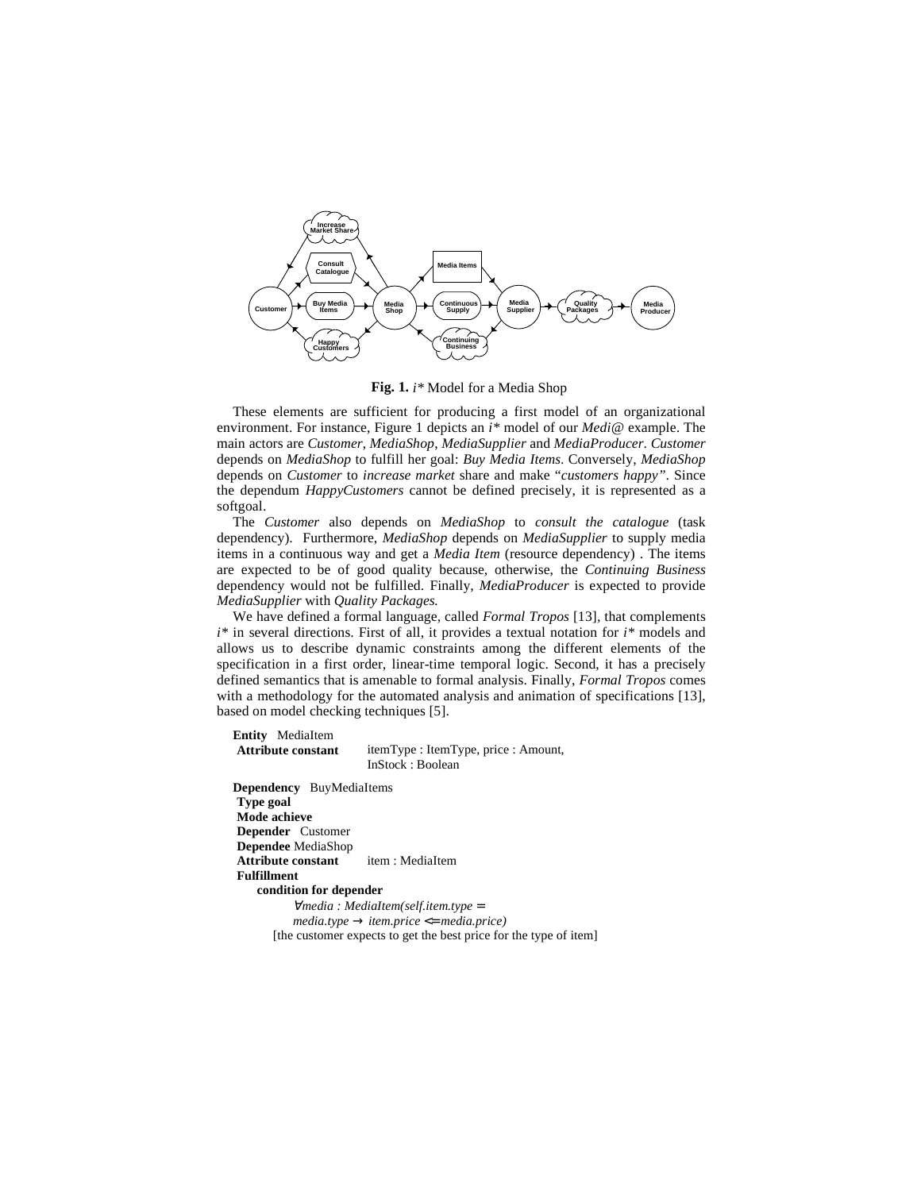**Fig. 1.** *i\** Model for a Media Shop

These elements are sufficient for producing a first model of an organizational environment. For instance, Figure 1 depicts an *i\** model of our *Medi@* example. The main actors are *Customer*, *MediaShop*, *MediaSupplier* and *MediaProducer*. *Customer* depends on *MediaShop* to fulfill her goal: *Buy Media Items*. Conversely, *MediaShop* depends on *Customer* to *increase market* share and make "*customers happy"*. Since the dependum *HappyCustomers* cannot be defined precisely, it is represented as a softgoal.

The *Customer* also depends on *MediaShop* to *consult the catalogue* (task dependency). Furthermore, *MediaShop* depends on *MediaSupplier* to supply media items in a continuous way and get a *Media Item* (resource dependency) . The items are expected to be of good quality because, otherwise, the *Continuing Business* dependency would not be fulfilled. Finally, *MediaProducer* is expected to provide *MediaSupplier* with *Quality Packages.*

We have defined a formal language, called *Formal Tropos* [13], that complements *i\** in several directions. First of all, it provides a textual notation for *i\** models and allows us to describe dynamic constraints among the different elements of the specification in a first order, linear-time temporal logic. Second, it has a precisely defined semantics that is amenable to formal analysis. Finally, *Formal Tropos* comes with a methodology for the automated analysis and animation of specifications [13], based on model checking techniques [5].

**Entity** MediaItem
**Attribute constant** itemType : ItemType, price : Amount, InStock : Boolean

**Dependency** BuyMediaItems
**Type goal**
**Mode achieve**
**Depender** Customer
**Dependee** MediaShop
**Attribute constant** item : MediaItem
**Fulfillment**
**condition for depender**
$\forall media : MediaItem(self.item.type = media.type \rightarrow item.price <= media.price)$
[the customer expects to get the best price for the type of item]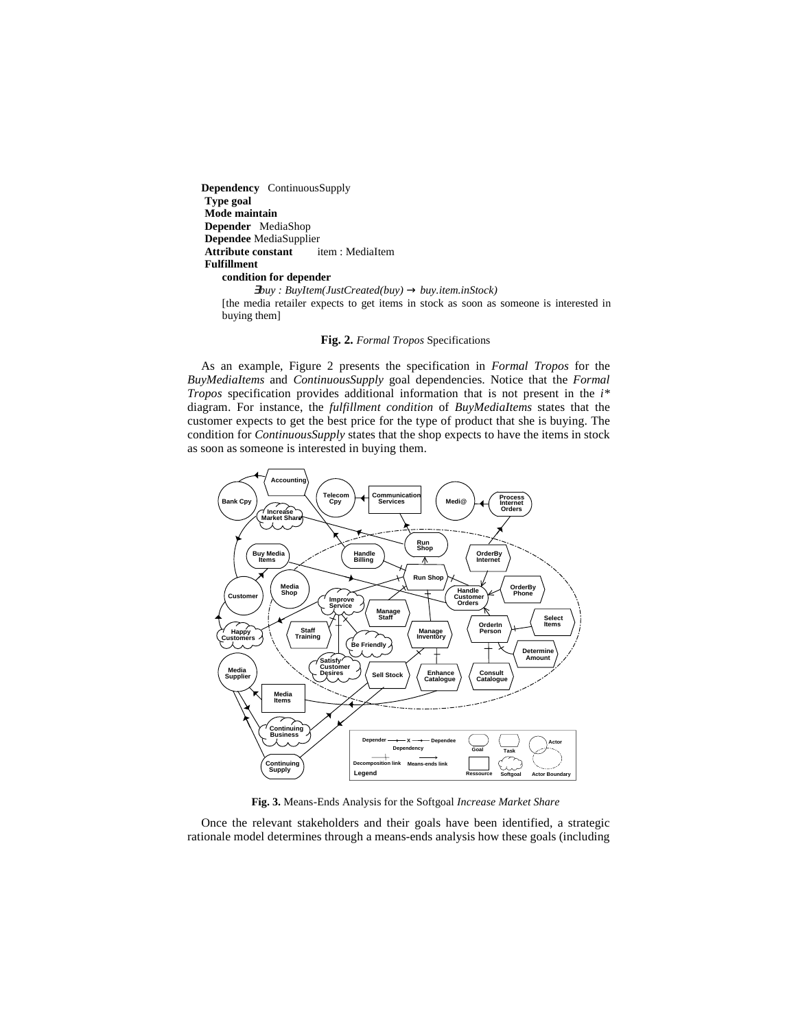**Dependency** ContinuousSupply
**Type goal**
**Mode maintain**
**Depender** MediaShop
**Dependee** MediaSupplier
**Attribute constant** item : MediaItem
**Fulfillment**
**condition for depender**

$\exists buy : BuyItem(JustCreated(buy) \rightarrow buy.item.inStock)$

[the media retailer expects to get items in stock as soon as someone is interested in buying them]

**Fig. 2.** *Formal Tropos* Specifications

As an example, Figure 2 presents the specification in *Formal Tropos* for the *BuyMediaItems* and *ContinuousSupply* goal dependencies. Notice that the *Formal Tropos* specification provides additional information that is not present in the *i\** diagram. For instance, the *fulfillment condition* of *BuyMediaItems* states that the customer expects to get the best price for the type of product that she is buying. The condition for *ContinuousSupply* states that the shop expects to have the items in stock as soon as someone is interested in buying them.

**Fig. 3.** Means-Ends Analysis for the Softgoal *Increase Market Share*

Once the relevant stakeholders and their goals have been identified, a strategic rationale model determines through a means-ends analysis how these goals (including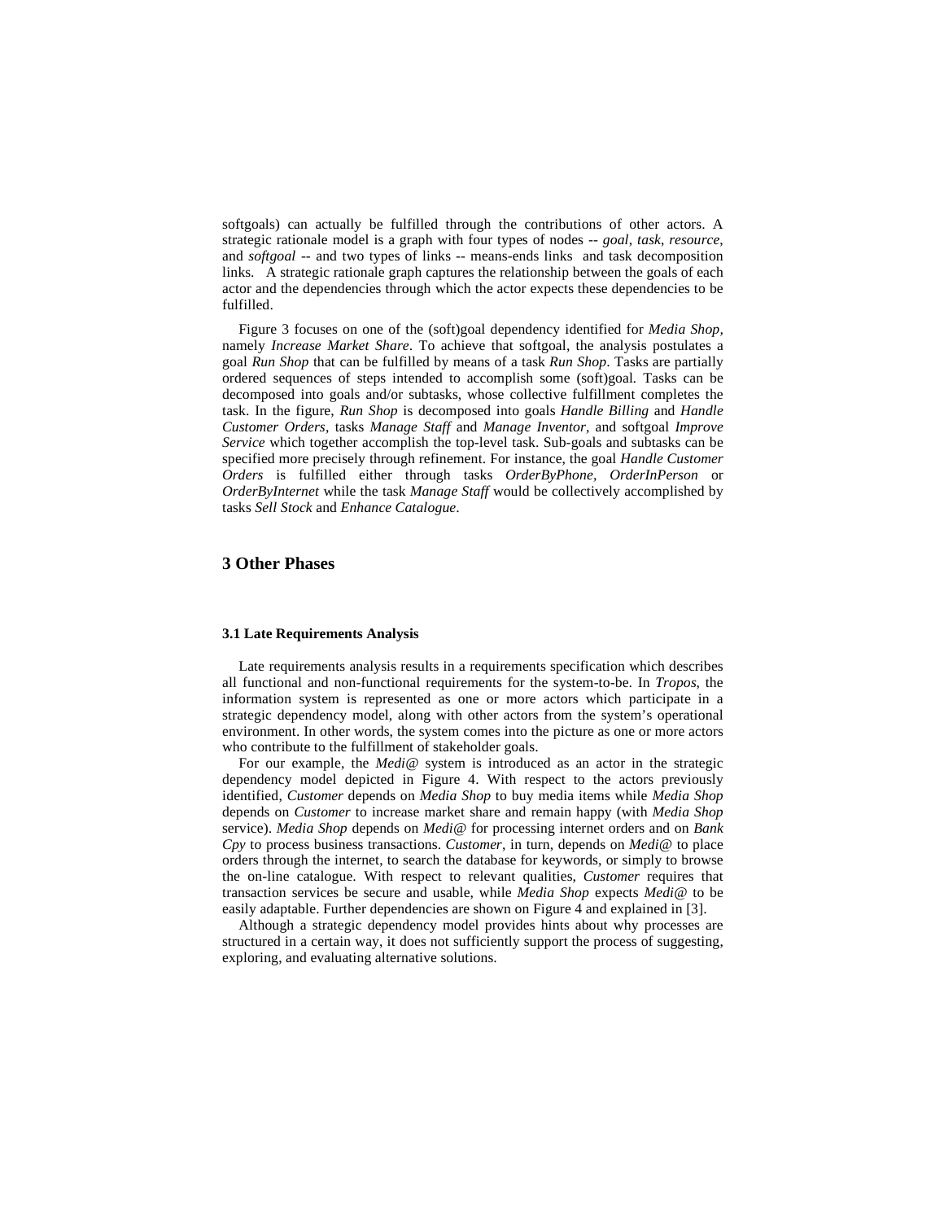softgoals) can actually be fulfilled through the contributions of other actors. A strategic rationale model is a graph with four types of nodes -- *goal*, *task*, *resource*, and *softgoal* -- and two types of links -- means-ends links and task decomposition links. A strategic rationale graph captures the relationship between the goals of each actor and the dependencies through which the actor expects these dependencies to be fulfilled.

Figure 3 focuses on one of the (soft)goal dependency identified for *Media Shop*, namely *Increase Market Share*. To achieve that softgoal, the analysis postulates a goal *Run Shop* that can be fulfilled by means of a task *Run Shop*. Tasks are partially ordered sequences of steps intended to accomplish some (soft)goal. Tasks can be decomposed into goals and/or subtasks, whose collective fulfillment completes the task. In the figure, *Run Shop* is decomposed into goals *Handle Billing* and *Handle Customer Orders*, tasks *Manage Staff* and *Manage Inventor,* and softgoal *Improve Service* which together accomplish the top-level task. Sub-goals and subtasks can be specified more precisely through refinement. For instance, the goal *Handle Customer Orders* is fulfilled either through tasks *OrderByPhone*, *OrderInPerson* or *OrderByInternet* while the task *Manage Staff* would be collectively accomplished by tasks *Sell Stock* and *Enhance Catalogue*.

## 3 Other Phases

### 3.1 Late Requirements Analysis

Late requirements analysis results in a requirements specification which describes all functional and non-functional requirements for the system-to-be. In *Tropos*, the information system is represented as one or more actors which participate in a strategic dependency model, along with other actors from the system's operational environment. In other words, the system comes into the picture as one or more actors who contribute to the fulfillment of stakeholder goals.

For our example, the *Medi@* system is introduced as an actor in the strategic dependency model depicted in Figure 4. With respect to the actors previously identified, *Customer* depends on *Media Shop* to buy media items while *Media Shop* depends on *Customer* to increase market share and remain happy (with *Media Shop* service). *Media Shop* depends on *Medi@* for processing internet orders and on *Bank Cpy* to process business transactions. *Customer*, in turn, depends on *Medi@* to place orders through the internet, to search the database for keywords, or simply to browse the on-line catalogue. With respect to relevant qualities, *Customer* requires that transaction services be secure and usable, while *Media Shop* expects *Medi@* to be easily adaptable. Further dependencies are shown on Figure 4 and explained in [3].

Although a strategic dependency model provides hints about why processes are structured in a certain way, it does not sufficiently support the process of suggesting, exploring, and evaluating alternative solutions.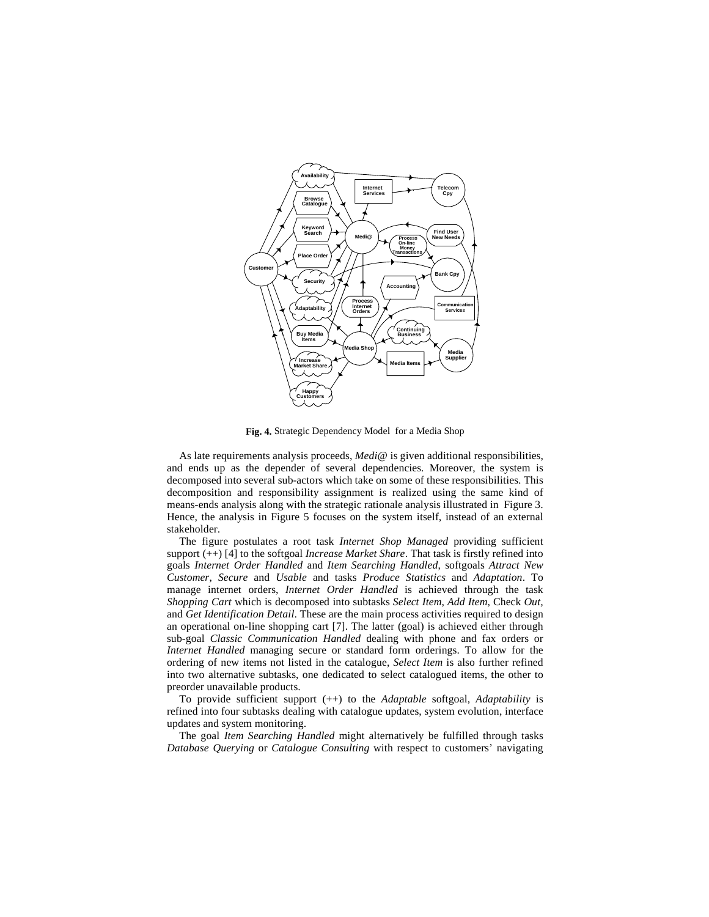**Fig. 4.** Strategic Dependency Model for a Media Shop

As late requirements analysis proceeds, *Medi@* is given additional responsibilities, and ends up as the depender of several dependencies. Moreover, the system is decomposed into several sub-actors which take on some of these responsibilities. This decomposition and responsibility assignment is realized using the same kind of means-ends analysis along with the strategic rationale analysis illustrated in Figure 3. Hence, the analysis in Figure 5 focuses on the system itself, instead of an external stakeholder.

The figure postulates a root task *Internet Shop Managed* providing sufficient support (++) [4] to the softgoal *Increase Market Share*. That task is firstly refined into goals *Internet Order Handled* and *Item Searching Handled,* softgoals *Attract New Customer, Secure* and *Usable* and tasks *Produce Statistics* and *Adaptation*. To manage internet orders, *Internet Order Handled* is achieved through the task *Shopping Cart* which is decomposed into subtasks *Select Item, Add Item,* Check *Out,* and *Get Identification Detail*. These are the main process activities required to design an operational on-line shopping cart [7]. The latter (goal) is achieved either through sub-goal *Classic Communication Handled* dealing with phone and fax orders or *Internet Handled* managing secure or standard form orderings. To allow for the ordering of new items not listed in the catalogue, *Select Item* is also further refined into two alternative subtasks, one dedicated to select catalogued items, the other to preorder unavailable products.

To provide sufficient support (++) to the *Adaptable* softgoal, *Adaptability* is refined into four subtasks dealing with catalogue updates, system evolution, interface updates and system monitoring.

The goal *Item Searching Handled* might alternatively be fulfilled through tasks *Database Querying* or *Catalogue Consulting* with respect to customers' navigating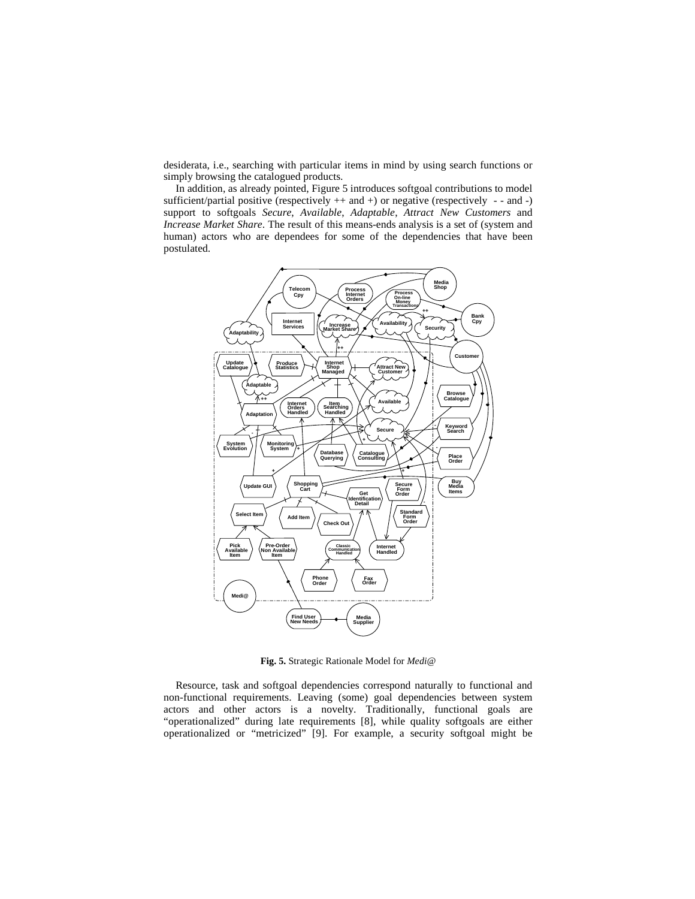desiderata, i.e., searching with particular items in mind by using search functions or simply browsing the catalogued products.

In addition, as already pointed, Figure 5 introduces softgoal contributions to model sufficient/partial positive (respectively ++ and +) or negative (respectively - - and -) support to softgoals *Secure*, *Available*, *Adaptable*, *Attract New Customers* and *Increase Market Share*. The result of this means-ends analysis is a set of (system and human) actors who are dependees for some of the dependencies that have been postulated.

**Fig. 5.** Strategic Rationale Model for *Medi@*

Resource, task and softgoal dependencies correspond naturally to functional and non-functional requirements. Leaving (some) goal dependencies between system actors and other actors is a novelty. Traditionally, functional goals are "operationalized" during late requirements [8], while quality softgoals are either operationalized or "metricized" [9]. For example, a security softgoal might be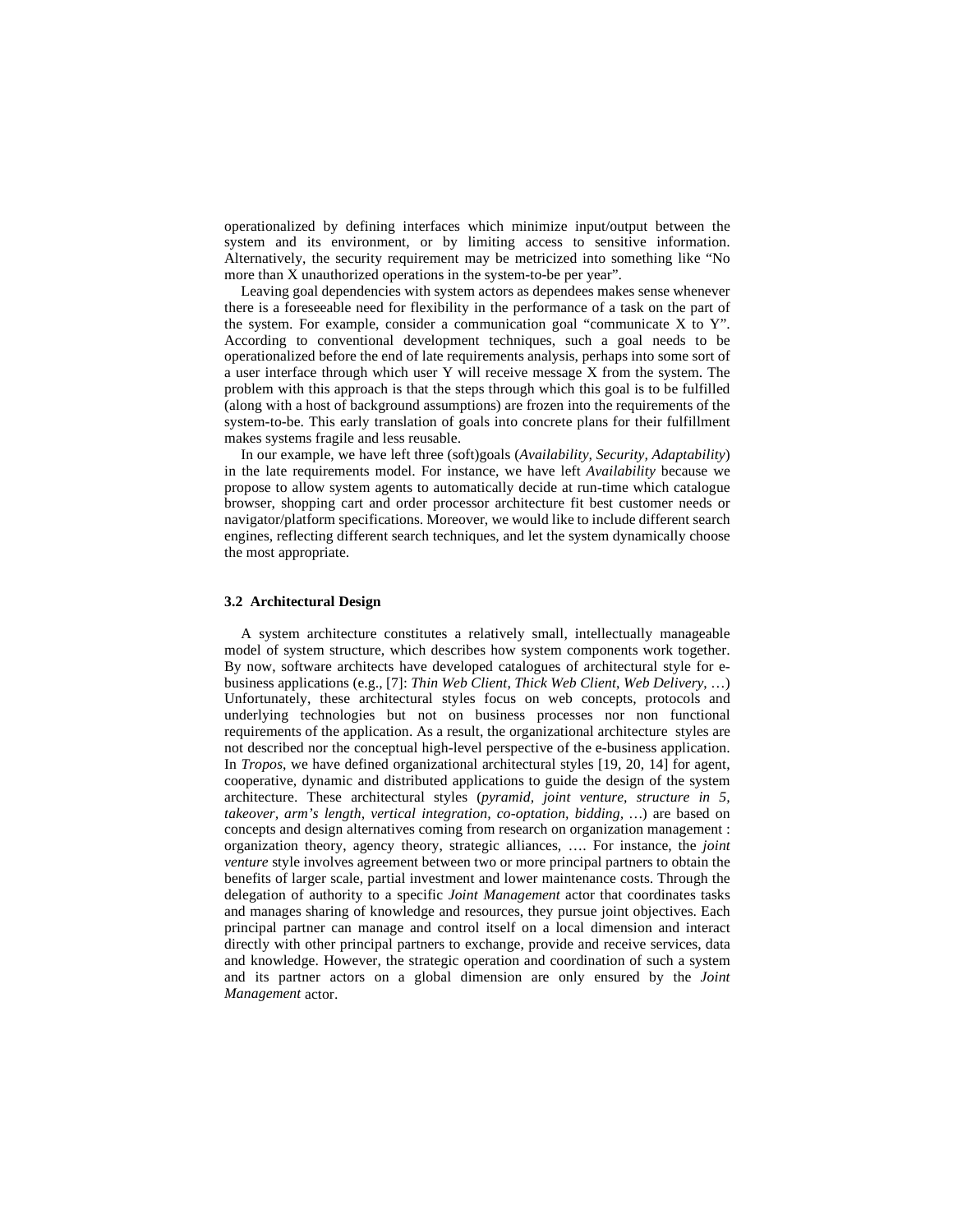operationalized by defining interfaces which minimize input/output between the system and its environment, or by limiting access to sensitive information. Alternatively, the security requirement may be metricized into something like "No more than X unauthorized operations in the system-to-be per year".

Leaving goal dependencies with system actors as dependees makes sense whenever there is a foreseeable need for flexibility in the performance of a task on the part of the system. For example, consider a communication goal "communicate X to Y". According to conventional development techniques, such a goal needs to be operationalized before the end of late requirements analysis, perhaps into some sort of a user interface through which user Y will receive message X from the system. The problem with this approach is that the steps through which this goal is to be fulfilled (along with a host of background assumptions) are frozen into the requirements of the system-to-be. This early translation of goals into concrete plans for their fulfillment makes systems fragile and less reusable.

In our example, we have left three (soft)goals (*Availability, Security, Adaptability*) in the late requirements model. For instance, we have left *Availability* because we propose to allow system agents to automatically decide at run-time which catalogue browser, shopping cart and order processor architecture fit best customer needs or navigator/platform specifications. Moreover, we would like to include different search engines, reflecting different search techniques, and let the system dynamically choose the most appropriate.

### 3.2 Architectural Design

A system architecture constitutes a relatively small, intellectually manageable model of system structure, which describes how system components work together. By now, software architects have developed catalogues of architectural style for e-business applications (e.g., [7]: *Thin Web Client*, *Thick Web Client*, *Web Delivery*, …) Unfortunately, these architectural styles focus on web concepts, protocols and underlying technologies but not on business processes nor non functional requirements of the application. As a result, the organizational architecture styles are not described nor the conceptual high-level perspective of the e-business application. In *Tropos*, we have defined organizational architectural styles [19, 20, 14] for agent, cooperative, dynamic and distributed applications to guide the design of the system architecture. These architectural styles (*pyramid, joint venture, structure in 5, takeover, arm's length, vertical integration, co-optation, bidding, …*) are based on concepts and design alternatives coming from research on organization management : organization theory, agency theory, strategic alliances, …. For instance, the *joint venture* style involves agreement between two or more principal partners to obtain the benefits of larger scale, partial investment and lower maintenance costs. Through the delegation of authority to a specific *Joint Management* actor that coordinates tasks and manages sharing of knowledge and resources, they pursue joint objectives. Each principal partner can manage and control itself on a local dimension and interact directly with other principal partners to exchange, provide and receive services, data and knowledge. However, the strategic operation and coordination of such a system and its partner actors on a global dimension are only ensured by the *Joint Management* actor.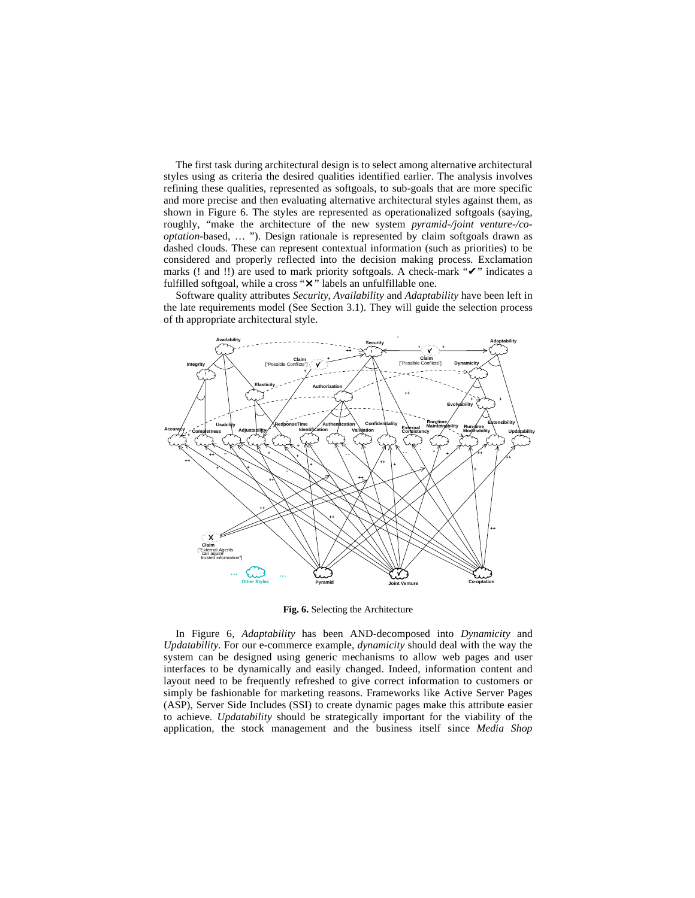The first task during architectural design is to select among alternative architectural styles using as criteria the desired qualities identified earlier. The analysis involves refining these qualities, represented as softgoals, to sub-goals that are more specific and more precise and then evaluating alternative architectural styles against them, as shown in Figure 6. The styles are represented as operationalized softgoals (saying, roughly, "make the architecture of the new system *pyramid-/joint venture-/co-optation*-based, … "). Design rationale is represented by claim softgoals drawn as dashed clouds. These can represent contextual information (such as priorities) to be considered and properly reflected into the decision making process. Exclamation marks (! and !!) are used to mark priority softgoals. A check-mark "✔" indicates a fulfilled softgoal, while a cross "✕" labels an unfulfillable one.

Software quality attributes *Security, Availability* and *Adaptability* have been left in the late requirements model (See Section 3.1). They will guide the selection process of th appropriate architectural style.

**Fig. 6.** Selecting the Architecture

In Figure 6, *Adaptability* has been AND-decomposed into *Dynamicity* and *Updatability*. For our e-commerce example, *dynamicity* should deal with the way the system can be designed using generic mechanisms to allow web pages and user interfaces to be dynamically and easily changed. Indeed, information content and layout need to be frequently refreshed to give correct information to customers or simply be fashionable for marketing reasons. Frameworks like Active Server Pages (ASP), Server Side Includes (SSI) to create dynamic pages make this attribute easier to achieve. *Updatability* should be strategically important for the viability of the application, the stock management and the business itself since *Media Shop*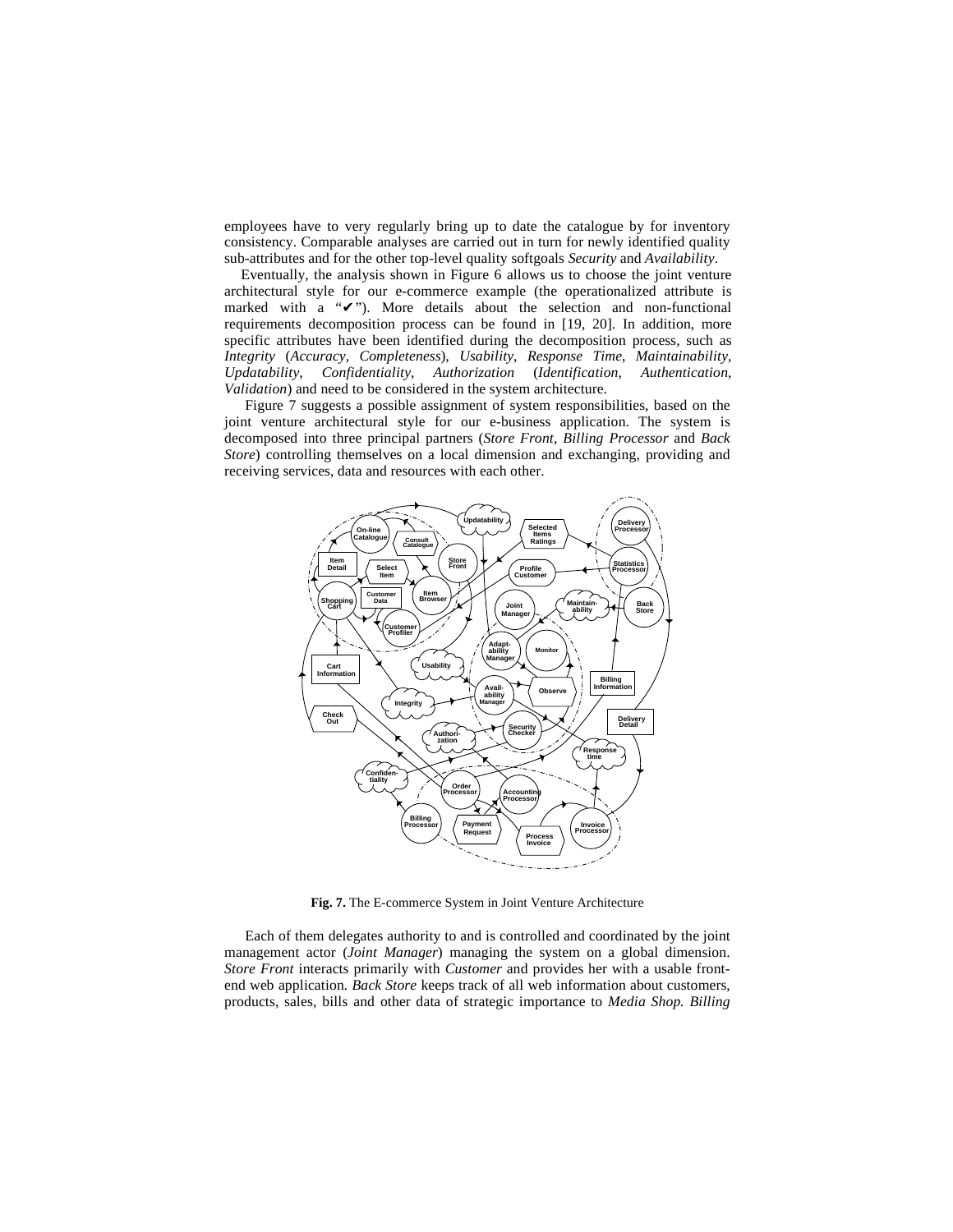employees have to very regularly bring up to date the catalogue by for inventory consistency. Comparable analyses are carried out in turn for newly identified quality sub-attributes and for the other top-level quality softgoals *Security* and *Availability*.

Eventually, the analysis shown in Figure 6 allows us to choose the joint venture architectural style for our e-commerce example (the operationalized attribute is marked with a "✔"). More details about the selection and non-functional requirements decomposition process can be found in [19, 20]. In addition, more specific attributes have been identified during the decomposition process, such as *Integrity* (*Accuracy*, *Completeness*), *Usability*, *Response Time*, *Maintainability*, *Updatability*, *Confidentiality*, *Authorization* (*Identification*, *Authentication*, *Validation*) and need to be considered in the system architecture.

Figure 7 suggests a possible assignment of system responsibilities, based on the joint venture architectural style for our e-business application. The system is decomposed into three principal partners (*Store Front*, *Billing Processor* and *Back Store*) controlling themselves on a local dimension and exchanging, providing and receiving services, data and resources with each other.

**Fig. 7.** The E-commerce System in Joint Venture Architecture

Each of them delegates authority to and is controlled and coordinated by the joint management actor (*Joint Manager*) managing the system on a global dimension. *Store Front* interacts primarily with *Customer* and provides her with a usable front-end web application. *Back Store* keeps track of all web information about customers, products, sales, bills and other data of strategic importance to *Media Shop. Billing*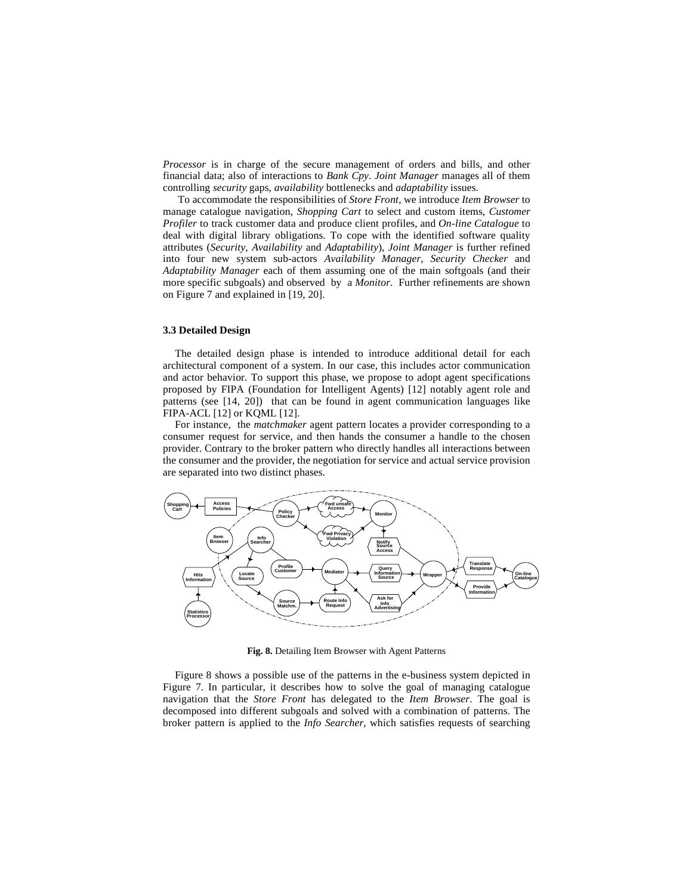*Processor* is in charge of the secure management of orders and bills, and other financial data; also of interactions to *Bank Cpy*. *Joint Manager* manages all of them controlling *security* gaps, *availability* bottlenecks and *adaptability* issues.

To accommodate the responsibilities of *Store Front*, we introduce *Item Browser* to manage catalogue navigation, *Shopping Cart* to select and custom items, *Customer Profiler* to track customer data and produce client profiles, and *On-line Catalogue* to deal with digital library obligations. To cope with the identified software quality attributes (*Security*, *Availability* and *Adaptability*), *Joint Manager* is further refined into four new system sub-actors *Availability Manager*, *Security Checker* and *Adaptability Manager* each of them assuming one of the main softgoals (and their more specific subgoals) and observed by a *Monitor*. Further refinements are shown on Figure 7 and explained in [19, 20].

### 3.3 Detailed Design

The detailed design phase is intended to introduce additional detail for each architectural component of a system. In our case, this includes actor communication and actor behavior. To support this phase, we propose to adopt agent specifications proposed by FIPA (Foundation for Intelligent Agents) [12] notably agent role and patterns (see [14, 20]) that can be found in agent communication languages like FIPA-ACL [12] or KQML [12].

For instance, the *matchmaker* agent pattern locates a provider corresponding to a consumer request for service, and then hands the consumer a handle to the chosen provider. Contrary to the broker pattern who directly handles all interactions between the consumer and the provider, the negotiation for service and actual service provision are separated into two distinct phases.

**Fig. 8.** Detailing Item Browser with Agent Patterns

Figure 8 shows a possible use of the patterns in the e-business system depicted in Figure 7. In particular, it describes how to solve the goal of managing catalogue navigation that the *Store Front* has delegated to the *Item Browser*. The goal is decomposed into different subgoals and solved with a combination of patterns. The broker pattern is applied to the *Info Searcher*, which satisfies requests of searching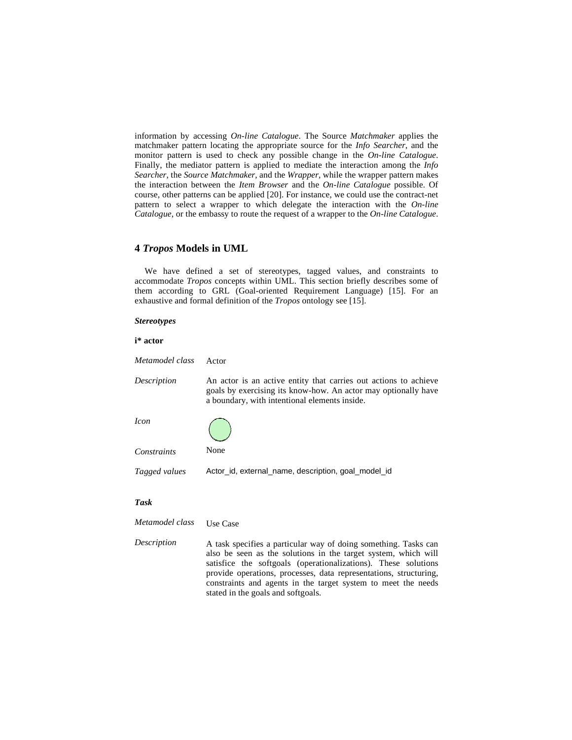information by accessing *On-line Catalogue*. The Source *Matchmaker* applies the matchmaker pattern locating the appropriate source for the *Info Searcher*, and the monitor pattern is used to check any possible change in the *On-line Catalogue*. Finally, the mediator pattern is applied to mediate the interaction among the *Info Searcher*, the *Source Matchmaker*, and the *Wrapper*, while the wrapper pattern makes the interaction between the *Item Browser* and the *On-line Catalogue* possible. Of course, other patterns can be applied [20]. For instance, we could use the contract-net pattern to select a wrapper to which delegate the interaction with the *On-line Catalogue*, or the embassy to route the request of a wrapper to the *On-line Catalogue*.

## 4 *Tropos* Models in UML

We have defined a set of stereotypes, tagged values, and constraints to accommodate *Tropos* concepts within UML. This section briefly describes some of them according to GRL (Goal-oriented Requirement Language) [15]. For an exhaustive and formal definition of the *Tropos* ontology see [15].

***Stereotypes***

**i\* actor**

| | |
|---|---|
| *Metamodel class* | Actor |
| *Description* | An actor is an active entity that carries out actions to achieve goals by exercising its know-how. An actor may optionally have a boundary, with intentional elements inside. |
| *Icon* | |
| *Constraints* | None |
| *Tagged values* | Actor_id, external_name, description, goal_model_id |

***Task***

| | |
|---|---|
| *Metamodel class* | Use Case |
| *Description* | A task specifies a particular way of doing something. Tasks can also be seen as the solutions in the target system, which will satisfice the softgoals (operationalizations). These solutions provide operations, processes, data representations, structuring, constraints and agents in the target system to meet the needs stated in the goals and softgoals. |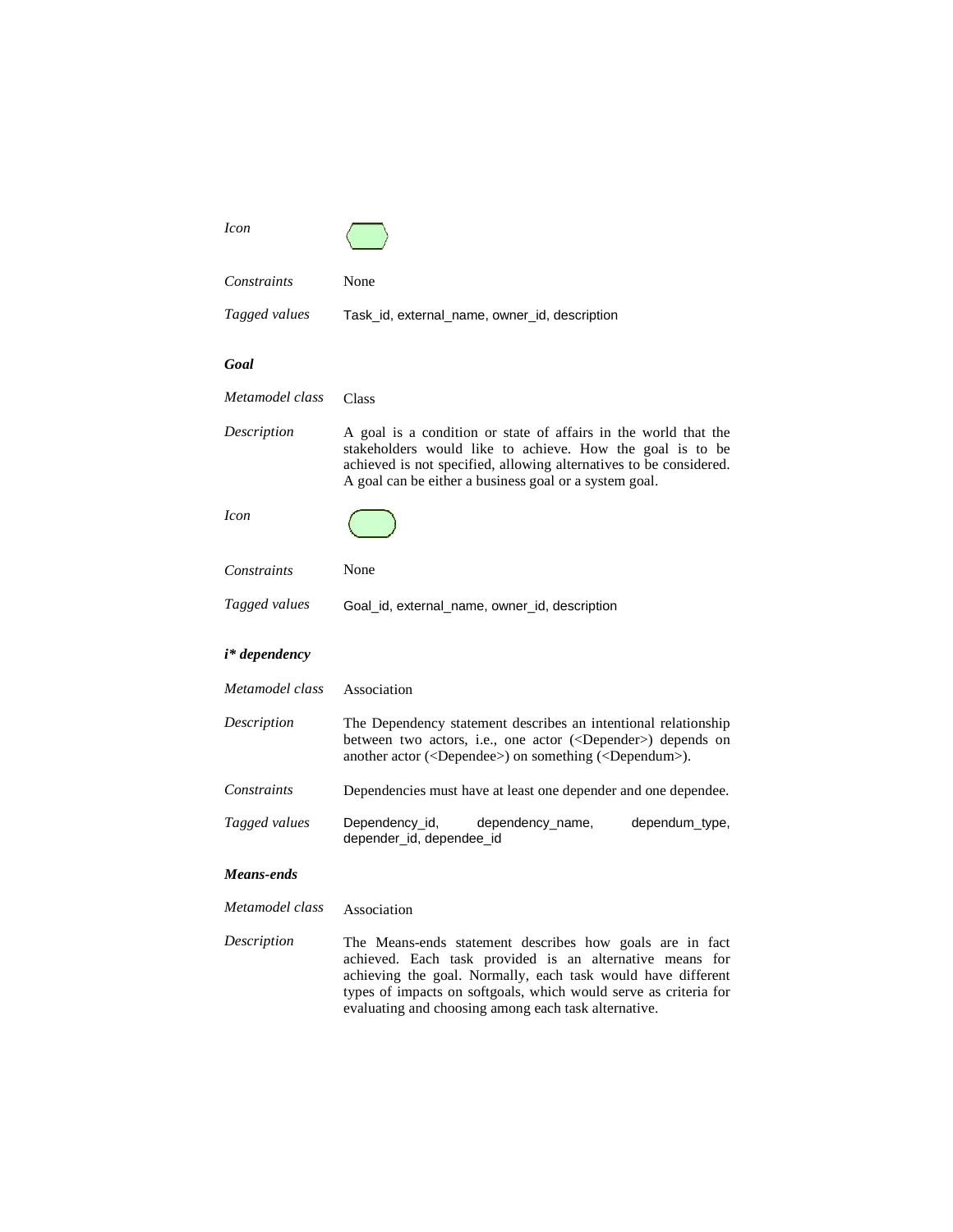*Icon*

*Constraints* None

*Tagged values* Task_id, external_name, owner_id, description

***Goal***

*Metamodel class* Class

*Description* A goal is a condition or state of affairs in the world that the stakeholders would like to achieve. How the goal is to be achieved is not specified, allowing alternatives to be considered. A goal can be either a business goal or a system goal.

*Icon*

*Constraints* None

*Tagged values* Goal_id, external_name, owner_id, description

***i* dependency***

*Metamodel class* Association

*Description* The Dependency statement describes an intentional relationship between two actors, i.e., one actor (<Depender>) depends on another actor (<Dependee>) on something (<Dependum>).

*Constraints* Dependencies must have at least one depender and one dependee.

*Tagged values* Dependency_id, dependency_name, dependum_type, depender_id, dependee_id

***Means-ends***

*Metamodel class* Association

*Description* The Means-ends statement describes how goals are in fact achieved. Each task provided is an alternative means for achieving the goal. Normally, each task would have different types of impacts on softgoals, which would serve as criteria for evaluating and choosing among each task alternative.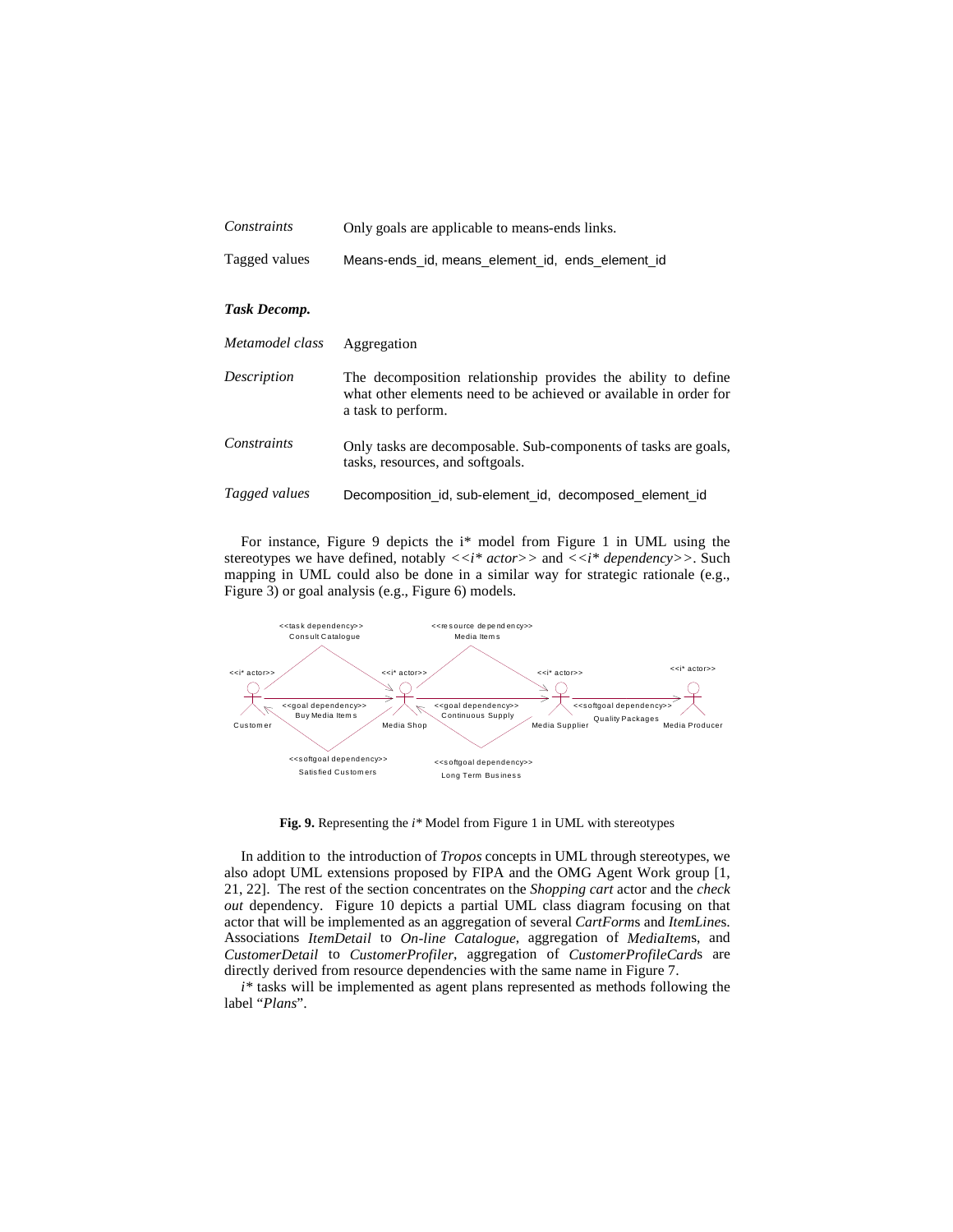| | |
|---|---|
| *Constraints* | Only goals are applicable to means-ends links. |
| Tagged values | Means-ends_id, means_element_id, ends_element_id |

***Task Decomp.***

| | |
|---|---|
| *Metamodel class* | Aggregation |
| *Description* | The decomposition relationship provides the ability to define what other elements need to be achieved or available in order for a task to perform. |
| *Constraints* | Only tasks are decomposable. Sub-components of tasks are goals, tasks, resources, and softgoals. |
| *Tagged values* | Decomposition_id, sub-element_id, decomposed_element_id |

For instance, Figure 9 depicts the i* model from Figure 1 in UML using the stereotypes we have defined, notably *<<i* actor>>* and *<<i* dependency>>*. Such mapping in UML could also be done in a similar way for strategic rationale (e.g., Figure 3) or goal analysis (e.g., Figure 6) models.

**Fig. 9.** Representing the *i** Model from Figure 1 in UML with stereotypes

In addition to the introduction of *Tropos* concepts in UML through stereotypes, we also adopt UML extensions proposed by FIPA and the OMG Agent Work group [1, 21, 22]. The rest of the section concentrates on the *Shopping cart* actor and the *check out* dependency. Figure 10 depicts a partial UML class diagram focusing on that actor that will be implemented as an aggregation of several *CartForm*s and *ItemLine*s. Associations *ItemDetail* to *On-line Catalogue*, aggregation of *MediaItem*s, and *CustomerDetail* to *CustomerProfiler*, aggregation of *CustomerProfileCard*s are directly derived from resource dependencies with the same name in Figure 7.

*i** tasks will be implemented as agent plans represented as methods following the label "*Plans*".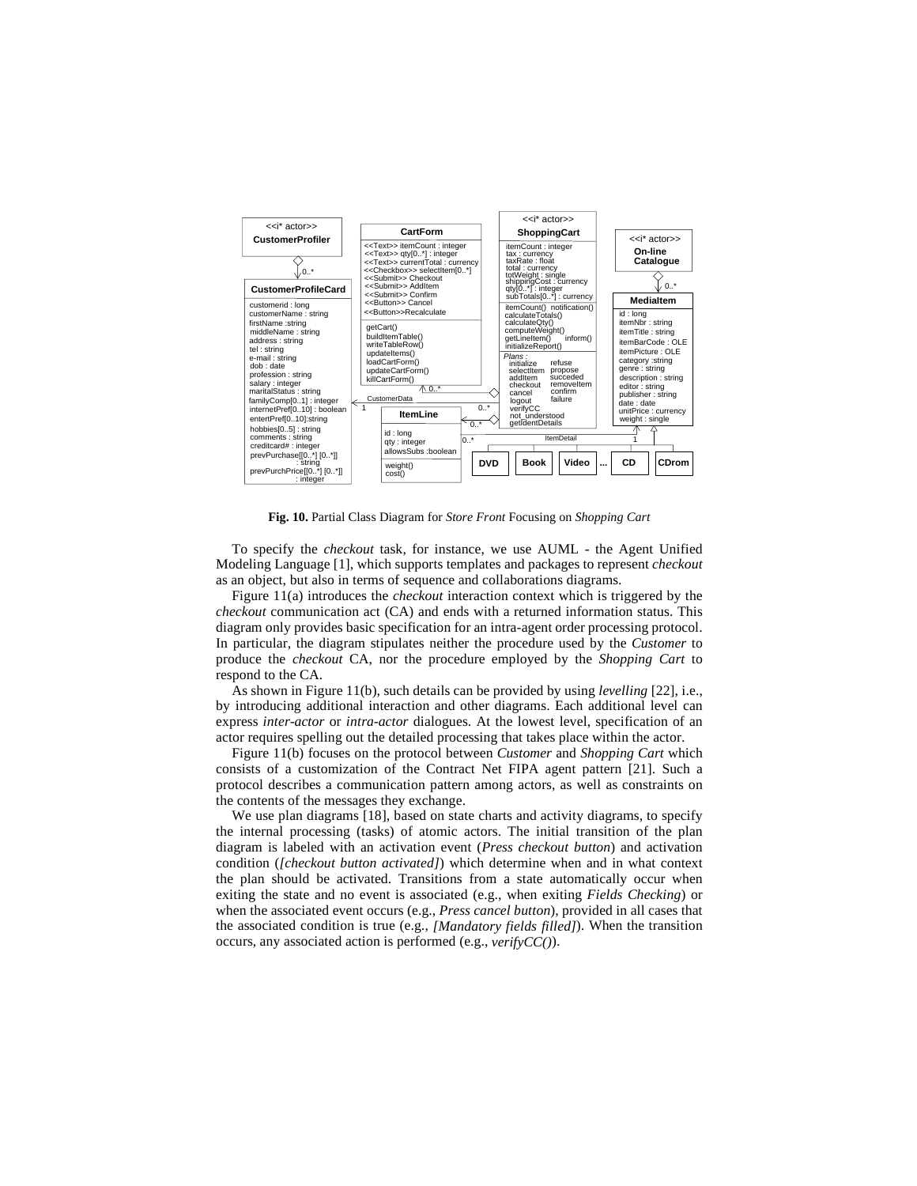**Fig. 10.** Partial Class Diagram for *Store Front* Focusing on *Shopping Cart*

To specify the *checkout* task, for instance, we use AUML - the Agent Unified Modeling Language [1], which supports templates and packages to represent *checkout* as an object, but also in terms of sequence and collaborations diagrams.

Figure 11(a) introduces the *checkout* interaction context which is triggered by the *checkout* communication act (CA) and ends with a returned information status. This diagram only provides basic specification for an intra-agent order processing protocol. In particular, the diagram stipulates neither the procedure used by the *Customer* to produce the *checkout* CA, nor the procedure employed by the *Shopping Cart* to respond to the CA.

As shown in Figure 11(b), such details can be provided by using *levelling* [22], i.e., by introducing additional interaction and other diagrams. Each additional level can express *inter-actor* or *intra-actor* dialogues. At the lowest level, specification of an actor requires spelling out the detailed processing that takes place within the actor.

Figure 11(b) focuses on the protocol between *Customer* and *Shopping Cart* which consists of a customization of the Contract Net FIPA agent pattern [21]. Such a protocol describes a communication pattern among actors, as well as constraints on the contents of the messages they exchange.

We use plan diagrams [18], based on state charts and activity diagrams, to specify the internal processing (tasks) of atomic actors. The initial transition of the plan diagram is labeled with an activation event (*Press checkout button*) and activation condition (*[checkout button activated]*) which determine when and in what context the plan should be activated. Transitions from a state automatically occur when exiting the state and no event is associated (e.g., when exiting *Fields Checking*) or when the associated event occurs (e.g., *Press cancel button*), provided in all cases that the associated condition is true (e.g., *[Mandatory fields filled]*). When the transition occurs, any associated action is performed (e.g., *verifyCC()*).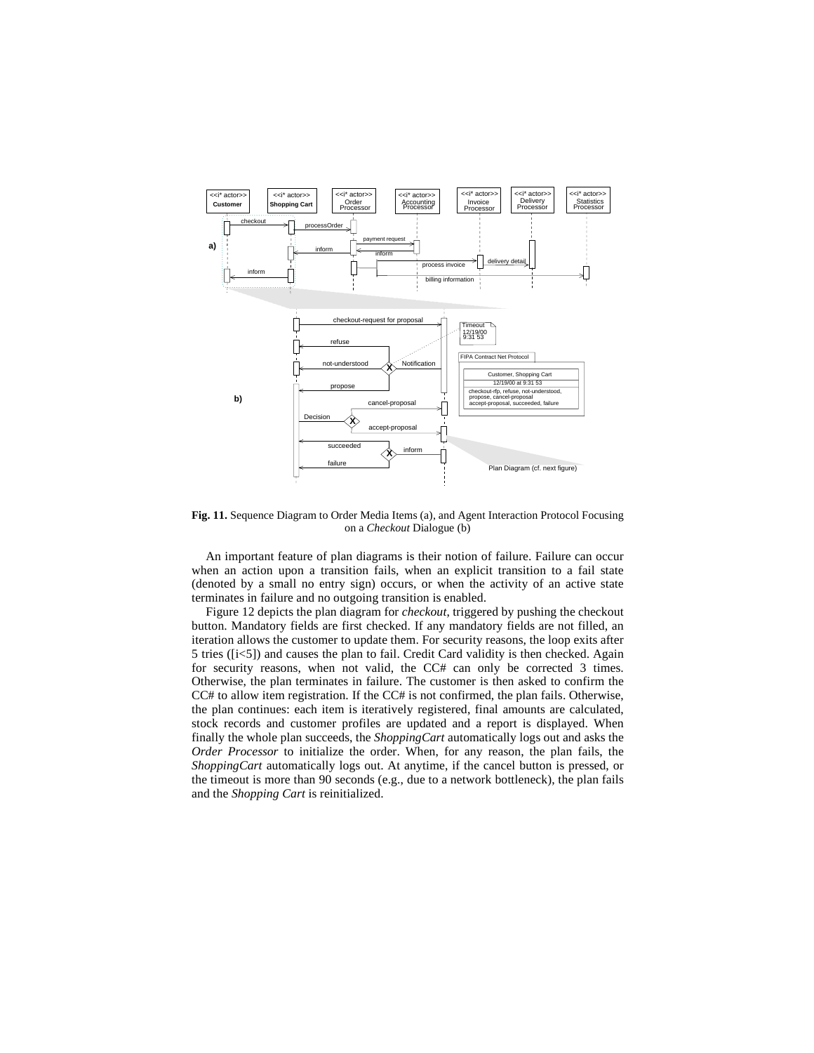**Fig. 11.** Sequence Diagram to Order Media Items (a), and Agent Interaction Protocol Focusing on a *Checkout* Dialogue (b)

An important feature of plan diagrams is their notion of failure. Failure can occur when an action upon a transition fails, when an explicit transition to a fail state (denoted by a small no entry sign) occurs, or when the activity of an active state terminates in failure and no outgoing transition is enabled.

Figure 12 depicts the plan diagram for *checkout*, triggered by pushing the checkout button. Mandatory fields are first checked. If any mandatory fields are not filled, an iteration allows the customer to update them. For security reasons, the loop exits after 5 tries ([i<5]) and causes the plan to fail. Credit Card validity is then checked. Again for security reasons, when not valid, the CC# can only be corrected 3 times. Otherwise, the plan terminates in failure. The customer is then asked to confirm the CC# to allow item registration. If the CC# is not confirmed, the plan fails. Otherwise, the plan continues: each item is iteratively registered, final amounts are calculated, stock records and customer profiles are updated and a report is displayed. When finally the whole plan succeeds, the *ShoppingCart* automatically logs out and asks the *Order Processor* to initialize the order. When, for any reason, the plan fails, the *ShoppingCart* automatically logs out. At anytime, if the cancel button is pressed, or the timeout is more than 90 seconds (e.g., due to a network bottleneck), the plan fails and the *Shopping Cart* is reinitialized.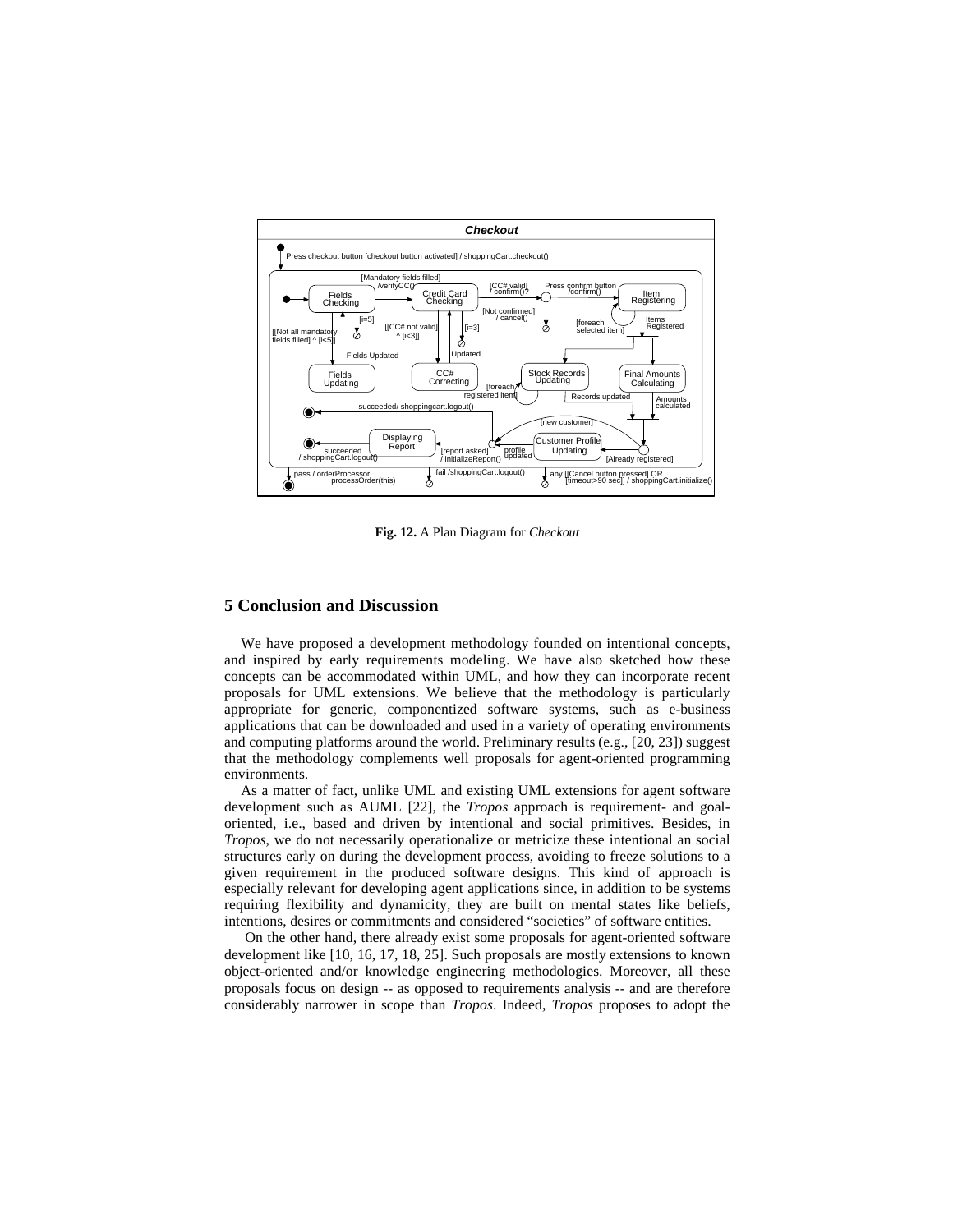**Fig. 12.** A Plan Diagram for *Checkout*

## 5 Conclusion and Discussion

We have proposed a development methodology founded on intentional concepts, and inspired by early requirements modeling. We have also sketched how these concepts can be accommodated within UML, and how they can incorporate recent proposals for UML extensions. We believe that the methodology is particularly appropriate for generic, componentized software systems, such as e-business applications that can be downloaded and used in a variety of operating environments and computing platforms around the world. Preliminary results (e.g., [20, 23]) suggest that the methodology complements well proposals for agent-oriented programming environments.

As a matter of fact, unlike UML and existing UML extensions for agent software development such as AUML [22], the *Tropos* approach is requirement- and goal-oriented, i.e., based and driven by intentional and social primitives. Besides, in *Tropos*, we do not necessarily operationalize or metricize these intentional an social structures early on during the development process, avoiding to freeze solutions to a given requirement in the produced software designs. This kind of approach is especially relevant for developing agent applications since, in addition to be systems requiring flexibility and dynamicity, they are built on mental states like beliefs, intentions, desires or commitments and considered "societies" of software entities.

On the other hand, there already exist some proposals for agent-oriented software development like [10, 16, 17, 18, 25]. Such proposals are mostly extensions to known object-oriented and/or knowledge engineering methodologies. Moreover, all these proposals focus on design -- as opposed to requirements analysis -- and are therefore considerably narrower in scope than *Tropos*. Indeed, *Tropos* proposes to adopt the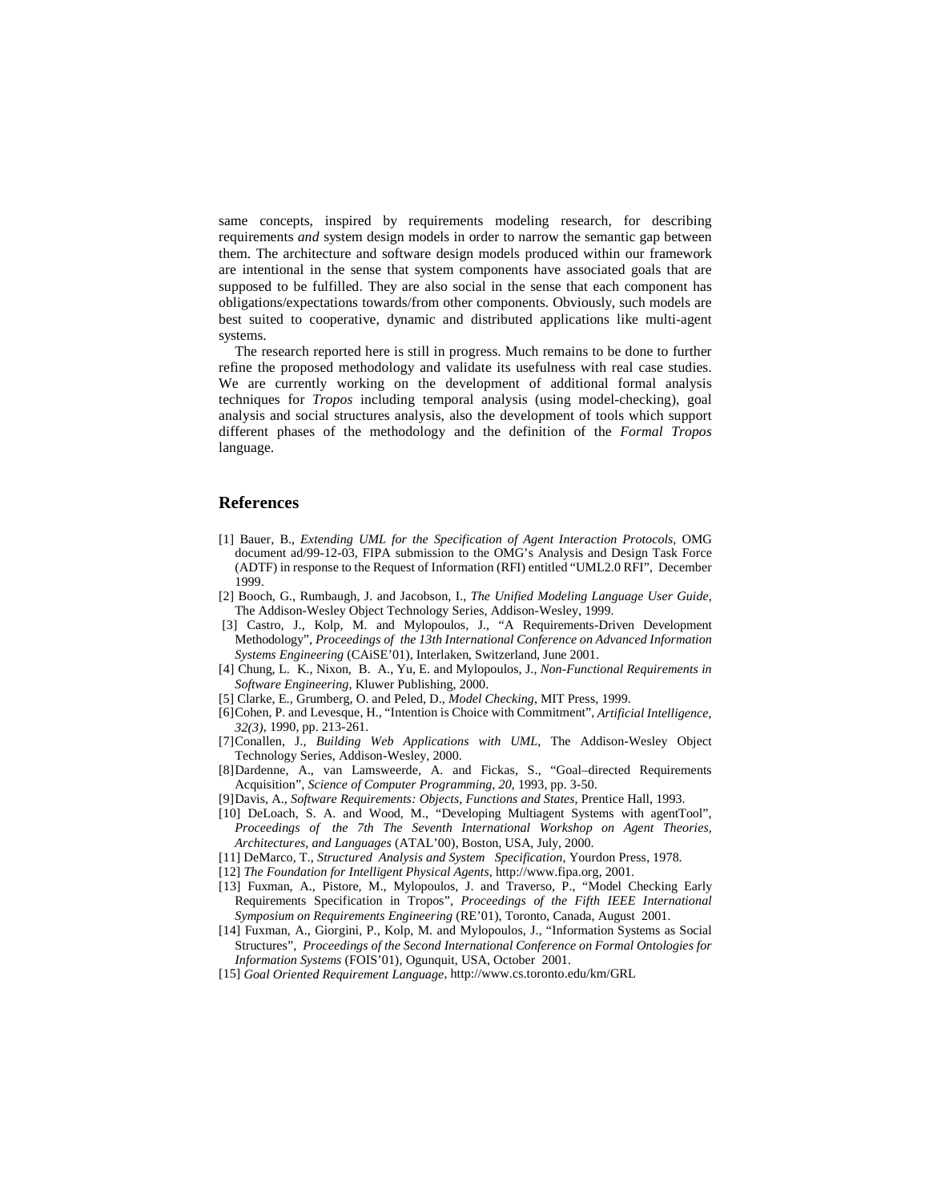same concepts, inspired by requirements modeling research, for describing requirements *and* system design models in order to narrow the semantic gap between them. The architecture and software design models produced within our framework are intentional in the sense that system components have associated goals that are supposed to be fulfilled. They are also social in the sense that each component has obligations/expectations towards/from other components. Obviously, such models are best suited to cooperative, dynamic and distributed applications like multi-agent systems.

The research reported here is still in progress. Much remains to be done to further refine the proposed methodology and validate its usefulness with real case studies. We are currently working on the development of additional formal analysis techniques for *Tropos* including temporal analysis (using model-checking), goal analysis and social structures analysis, also the development of tools which support different phases of the methodology and the definition of the *Formal Tropos* language.

## References

[1] Bauer, B., *Extending UML for the Specification of Agent Interaction Protocols*, OMG document ad/99-12-03, FIPA submission to the OMG's Analysis and Design Task Force (ADTF) in response to the Request of Information (RFI) entitled "UML2.0 RFI", December 1999.

[2] Booch, G., Rumbaugh, J. and Jacobson, I., *The Unified Modeling Language User Guide*, The Addison-Wesley Object Technology Series, Addison-Wesley, 1999.

[3] Castro, J., Kolp, M. and Mylopoulos, J., "A Requirements-Driven Development Methodology", *Proceedings of the 13th International Conference on Advanced Information Systems Engineering* (CAiSE'01), Interlaken, Switzerland, June 2001.

[4] Chung, L. K., Nixon, B. A., Yu, E. and Mylopoulos, J., *Non-Functional Requirements in Software Engineering*, Kluwer Publishing, 2000.

[5] Clarke, E., Grumberg, O. and Peled, D., *Model Checking*, MIT Press, 1999.

[6] Cohen, P. and Levesque, H., "Intention is Choice with Commitment", *Artificial Intelligence, 32(3)*, 1990, pp. 213-261.

[7] Conallen, J., *Building Web Applications with UML*, The Addison-Wesley Object Technology Series, Addison-Wesley, 2000.

[8] Dardenne, A., van Lamsweerde, A. and Fickas, S., "Goal–directed Requirements Acquisition", *Science of Computer Programming, 20*, 1993, pp. 3-50.

[9] Davis, A., *Software Requirements: Objects, Functions and States*, Prentice Hall, 1993.

[10] DeLoach, S. A. and Wood, M., "Developing Multiagent Systems with agentTool", *Proceedings of the 7th The Seventh International Workshop on Agent Theories, Architectures, and Languages* (ATAL'00), Boston, USA, July, 2000.

[11] DeMarco, T., *Structured Analysis and System Specification*, Yourdon Press, 1978.

[12] *The Foundation for Intelligent Physical Agents*, http://www.fipa.org, 2001.

[13] Fuxman, A., Pistore, M., Mylopoulos, J. and Traverso, P., "Model Checking Early Requirements Specification in Tropos", *Proceedings of the Fifth IEEE International Symposium on Requirements Engineering* (RE'01), Toronto, Canada, August 2001.

[14] Fuxman, A., Giorgini, P., Kolp, M. and Mylopoulos, J., "Information Systems as Social Structures", *Proceedings of the Second International Conference on Formal Ontologies for Information Systems* (FOIS'01), Ogunquit, USA, October 2001.

[15] *Goal Oriented Requirement Language*, http://www.cs.toronto.edu/km/GRL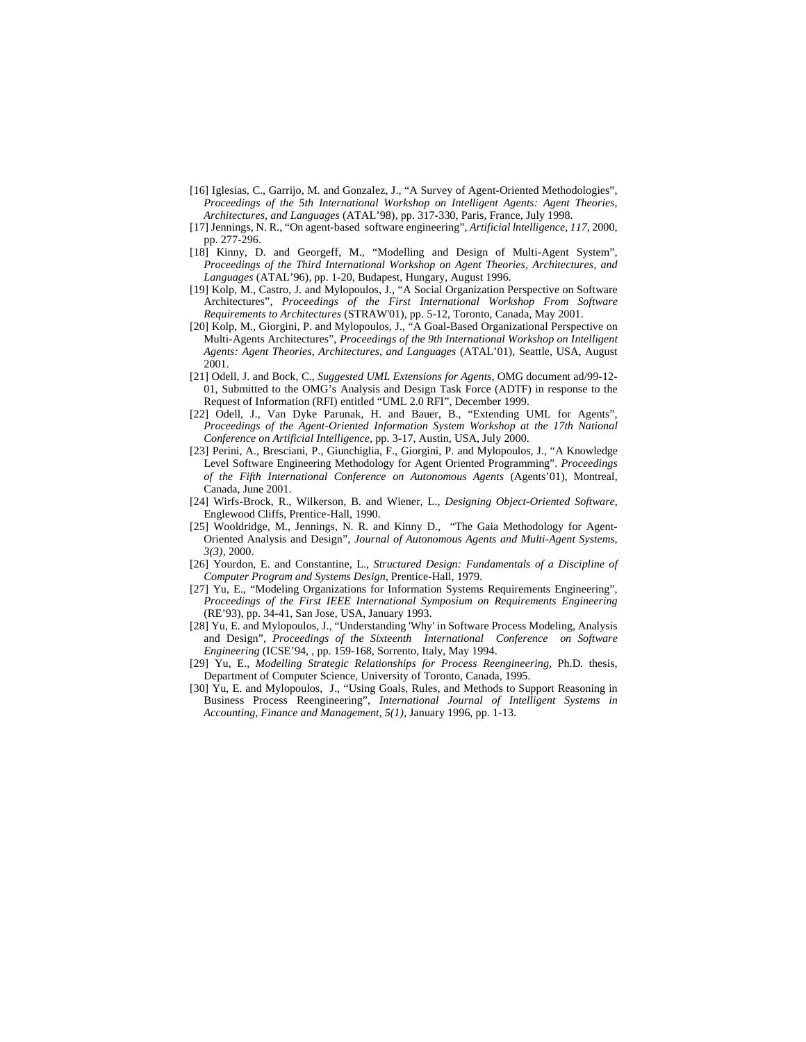[16] Iglesias, C., Garrijo, M. and Gonzalez, J., "A Survey of Agent-Oriented Methodologies", *Proceedings of the 5th International Workshop on Intelligent Agents: Agent Theories, Architectures, and Languages* (ATAL'98), pp. 317-330, Paris, France, July 1998.

[17] Jennings, N. R., "On agent-based software engineering", *Artificial Intelligence, 117*, 2000, pp. 277-296.

[18] Kinny, D. and Georgeff, M., "Modelling and Design of Multi-Agent System", *Proceedings of the Third International Workshop on Agent Theories, Architectures, and Languages* (ATAL'96), pp. 1-20, Budapest, Hungary, August 1996.

[19] Kolp, M., Castro, J. and Mylopoulos, J., "A Social Organization Perspective on Software Architectures", *Proceedings of the First International Workshop From Software Requirements to Architectures* (STRAW'01), pp. 5-12, Toronto, Canada, May 2001.

[20] Kolp, M., Giorgini, P. and Mylopoulos, J., "A Goal-Based Organizational Perspective on Multi-Agents Architectures", *Proceedings of the 9th International Workshop on Intelligent Agents: Agent Theories, Architectures, and Languages* (ATAL'01), Seattle, USA, August 2001.

[21] Odell, J. and Bock, C., *Suggested UML Extensions for Agents*, OMG document ad/99-12-01, Submitted to the OMG's Analysis and Design Task Force (ADTF) in response to the Request of Information (RFI) entitled "UML 2.0 RFI", December 1999.

[22] Odell, J., Van Dyke Parunak, H. and Bauer, B., "Extending UML for Agents", *Proceedings of the Agent-Oriented Information System Workshop at the 17th National Conference on Artificial Intelligence*, pp. 3-17, Austin, USA, July 2000.

[23] Perini, A., Bresciani, P., Giunchiglia, F., Giorgini, P. and Mylopoulos, J., "A Knowledge Level Software Engineering Methodology for Agent Oriented Programming". *Proceedings of the Fifth International Conference on Autonomous Agents* (Agents'01), Montreal, Canada, June 2001.

[24] Wirfs-Brock, R., Wilkerson, B. and Wiener, L., *Designing Object-Oriented Software*, Englewood Cliffs, Prentice-Hall, 1990.

[25] Wooldridge, M., Jennings, N. R. and Kinny D., "The Gaia Methodology for Agent-Oriented Analysis and Design", *Journal of Autonomous Agents and Multi-Agent Systems, 3(3)*, 2000.

[26] Yourdon, E. and Constantine, L., *Structured Design: Fundamentals of a Discipline of Computer Program and Systems Design*, Prentice-Hall, 1979.

[27] Yu, E., "Modeling Organizations for Information Systems Requirements Engineering", *Proceedings of the First IEEE International Symposium on Requirements Engineering* (RE'93), pp. 34-41, San Jose, USA, January 1993.

[28] Yu, E. and Mylopoulos, J., "Understanding 'Why' in Software Process Modeling, Analysis and Design", *Proceedings of the Sixteenth International Conference on Software Engineering* (ICSE'94, , pp. 159-168, Sorrento, Italy, May 1994.

[29] Yu, E., *Modelling Strategic Relationships for Process Reengineering*, Ph.D. thesis, Department of Computer Science, University of Toronto, Canada, 1995.

[30] Yu, E. and Mylopoulos, J., "Using Goals, Rules, and Methods to Support Reasoning in Business Process Reengineering", *International Journal of Intelligent Systems in Accounting, Finance and Management, 5(1)*, January 1996, pp. 1-13.